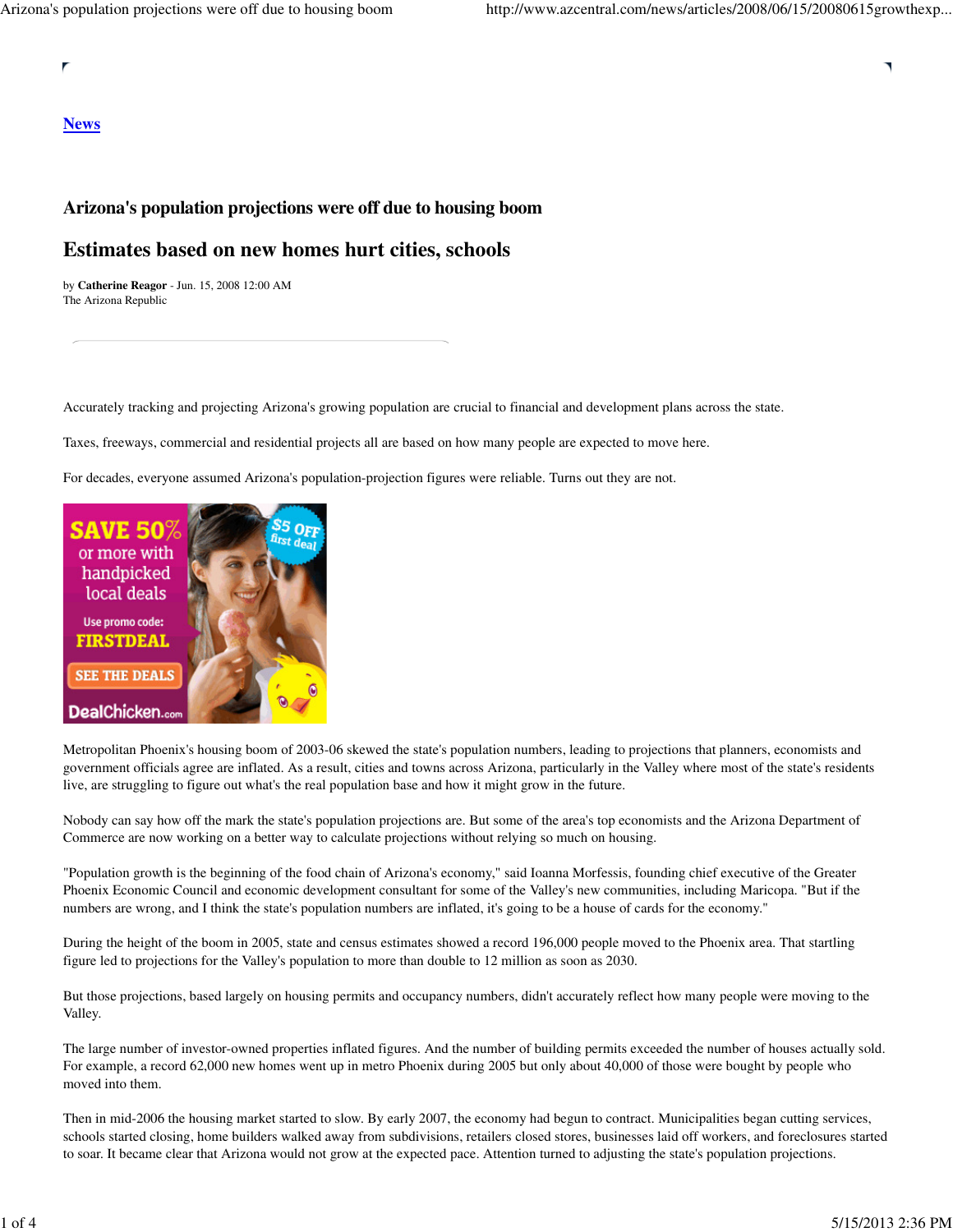[News](#)

# Arizona's population projections were off due to housing boom

## Estimates based on new homes hurt cities, schools

by **Catherine Reagor** - Jun. 15, 2008 12:00 AM
The Arizona Republic

Accurately tracking and projecting Arizona's growing population are crucial to financial and development plans across the state.

Taxes, freeways, commercial and residential projects all are based on how many people are expected to move here.

For decades, everyone assumed Arizona's population-projection figures were reliable. Turns out they are not.

Metropolitan Phoenix's housing boom of 2003-06 skewed the state's population numbers, leading to projections that planners, economists and government officials agree are inflated. As a result, cities and towns across Arizona, particularly in the Valley where most of the state's residents live, are struggling to figure out what's the real population base and how it might grow in the future.

Nobody can say how off the mark the state's population projections are. But some of the area's top economists and the Arizona Department of Commerce are now working on a better way to calculate projections without relying so much on housing.

"Population growth is the beginning of the food chain of Arizona's economy," said Ioanna Morfessis, founding chief executive of the Greater Phoenix Economic Council and economic development consultant for some of the Valley's new communities, including Maricopa. "But if the numbers are wrong, and I think the state's population numbers are inflated, it's going to be a house of cards for the economy."

During the height of the boom in 2005, state and census estimates showed a record 196,000 people moved to the Phoenix area. That startling figure led to projections for the Valley's population to more than double to 12 million as soon as 2030.

But those projections, based largely on housing permits and occupancy numbers, didn't accurately reflect how many people were moving to the Valley.

The large number of investor-owned properties inflated figures. And the number of building permits exceeded the number of houses actually sold. For example, a record 62,000 new homes went up in metro Phoenix during 2005 but only about 40,000 of those were bought by people who moved into them.

Then in mid-2006 the housing market started to slow. By early 2007, the economy had begun to contract. Municipalities began cutting services, schools started closing, home builders walked away from subdivisions, retailers closed stores, businesses laid off workers, and foreclosures started to soar. It became clear that Arizona would not grow at the expected pace. Attention turned to adjusting the state's population projections.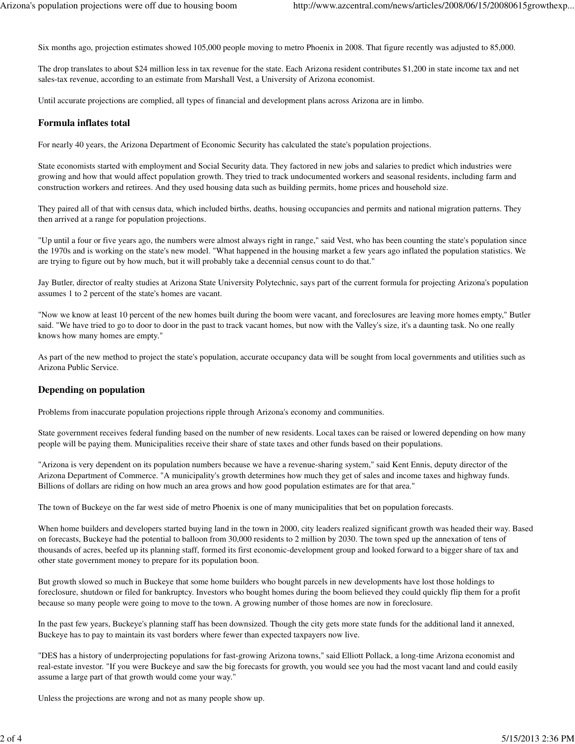Six months ago, projection estimates showed 105,000 people moving to metro Phoenix in 2008. That figure recently was adjusted to 85,000.

The drop translates to about $24 million less in tax revenue for the state. Each Arizona resident contributes $1,200 in state income tax and net sales-tax revenue, according to an estimate from Marshall Vest, a University of Arizona economist.

Until accurate projections are complied, all types of financial and development plans across Arizona are in limbo.

### Formula inflates total

For nearly 40 years, the Arizona Department of Economic Security has calculated the state's population projections.

State economists started with employment and Social Security data. They factored in new jobs and salaries to predict which industries were growing and how that would affect population growth. They tried to track undocumented workers and seasonal residents, including farm and construction workers and retirees. And they used housing data such as building permits, home prices and household size.

They paired all of that with census data, which included births, deaths, housing occupancies and permits and national migration patterns. They then arrived at a range for population projections.

"Up until a four or five years ago, the numbers were almost always right in range," said Vest, who has been counting the state's population since the 1970s and is working on the state's new model. "What happened in the housing market a few years ago inflated the population statistics. We are trying to figure out by how much, but it will probably take a decennial census count to do that."

Jay Butler, director of realty studies at Arizona State University Polytechnic, says part of the current formula for projecting Arizona's population assumes 1 to 2 percent of the state's homes are vacant.

"Now we know at least 10 percent of the new homes built during the boom were vacant, and foreclosures are leaving more homes empty," Butler said. "We have tried to go to door to door in the past to track vacant homes, but now with the Valley's size, it's a daunting task. No one really knows how many homes are empty."

As part of the new method to project the state's population, accurate occupancy data will be sought from local governments and utilities such as Arizona Public Service.

### Depending on population

Problems from inaccurate population projections ripple through Arizona's economy and communities.

State government receives federal funding based on the number of new residents. Local taxes can be raised or lowered depending on how many people will be paying them. Municipalities receive their share of state taxes and other funds based on their populations.

"Arizona is very dependent on its population numbers because we have a revenue-sharing system," said Kent Ennis, deputy director of the Arizona Department of Commerce. "A municipality's growth determines how much they get of sales and income taxes and highway funds. Billions of dollars are riding on how much an area grows and how good population estimates are for that area."

The town of Buckeye on the far west side of metro Phoenix is one of many municipalities that bet on population forecasts.

When home builders and developers started buying land in the town in 2000, city leaders realized significant growth was headed their way. Based on forecasts, Buckeye had the potential to balloon from 30,000 residents to 2 million by 2030. The town sped up the annexation of tens of thousands of acres, beefed up its planning staff, formed its first economic-development group and looked forward to a bigger share of tax and other state government money to prepare for its population boon.

But growth slowed so much in Buckeye that some home builders who bought parcels in new developments have lost those holdings to foreclosure, shutdown or filed for bankruptcy. Investors who bought homes during the boom believed they could quickly flip them for a profit because so many people were going to move to the town. A growing number of those homes are now in foreclosure.

In the past few years, Buckeye's planning staff has been downsized. Though the city gets more state funds for the additional land it annexed, Buckeye has to pay to maintain its vast borders where fewer than expected taxpayers now live.

"DES has a history of underprojecting populations for fast-growing Arizona towns," said Elliott Pollack, a long-time Arizona economist and real-estate investor. "If you were Buckeye and saw the big forecasts for growth, you would see you had the most vacant land and could easily assume a large part of that growth would come your way."

Unless the projections are wrong and not as many people show up.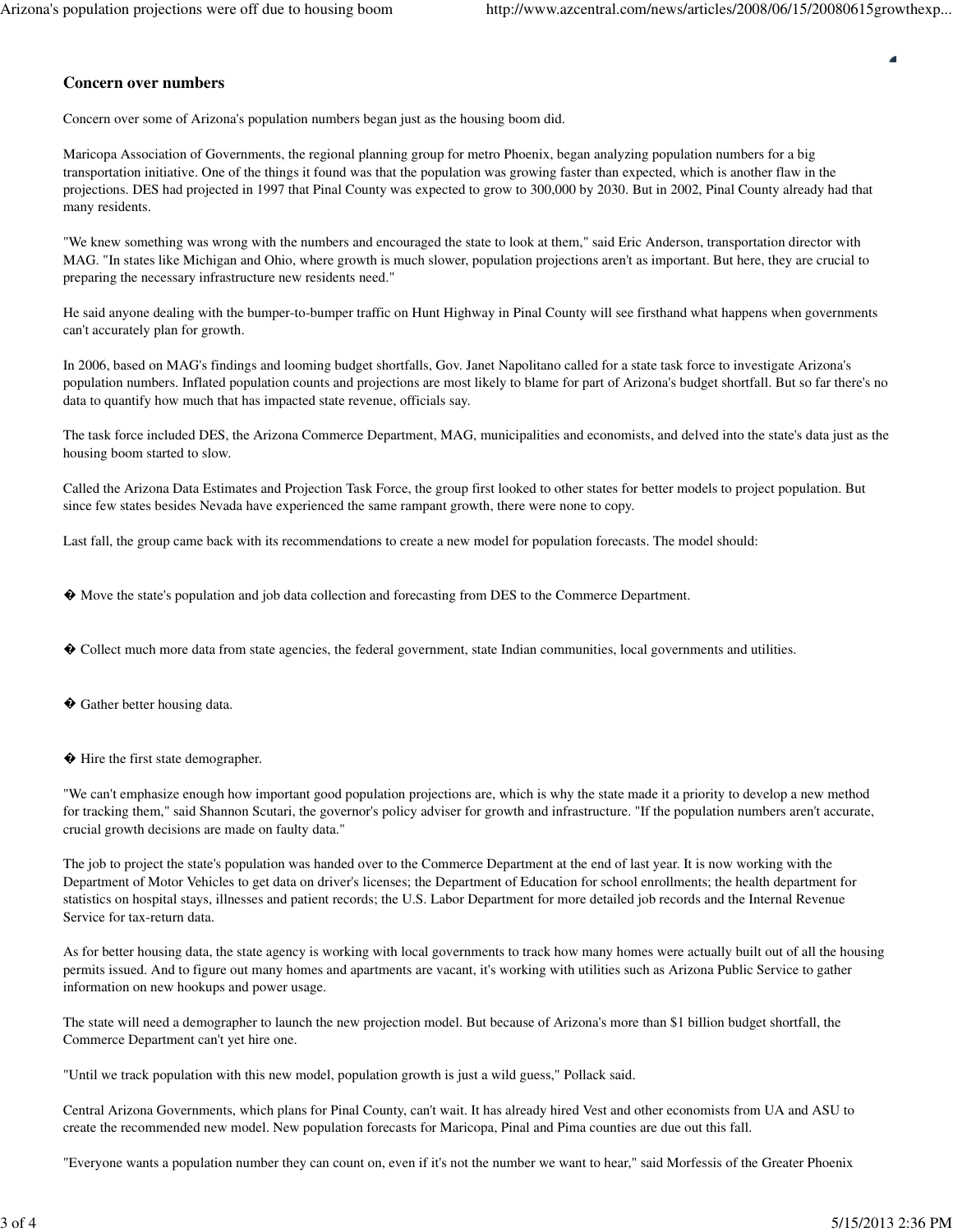### Concern over numbers

Concern over some of Arizona's population numbers began just as the housing boom did.

Maricopa Association of Governments, the regional planning group for metro Phoenix, began analyzing population numbers for a big transportation initiative. One of the things it found was that the population was growing faster than expected, which is another flaw in the projections. DES had projected in 1997 that Pinal County was expected to grow to 300,000 by 2030. But in 2002, Pinal County already had that many residents.

"We knew something was wrong with the numbers and encouraged the state to look at them," said Eric Anderson, transportation director with MAG. "In states like Michigan and Ohio, where growth is much slower, population projections aren't as important. But here, they are crucial to preparing the necessary infrastructure new residents need."

He said anyone dealing with the bumper-to-bumper traffic on Hunt Highway in Pinal County will see firsthand what happens when governments can't accurately plan for growth.

In 2006, based on MAG's findings and looming budget shortfalls, Gov. Janet Napolitano called for a state task force to investigate Arizona's population numbers. Inflated population counts and projections are most likely to blame for part of Arizona's budget shortfall. But so far there's no data to quantify how much that has impacted state revenue, officials say.

The task force included DES, the Arizona Commerce Department, MAG, municipalities and economists, and delved into the state's data just as the housing boom started to slow.

Called the Arizona Data Estimates and Projection Task Force, the group first looked to other states for better models to project population. But since few states besides Nevada have experienced the same rampant growth, there were none to copy.

Last fall, the group came back with its recommendations to create a new model for population forecasts. The model should:

- Move the state's population and job data collection and forecasting from DES to the Commerce Department.
- Collect much more data from state agencies, the federal government, state Indian communities, local governments and utilities.
- Gather better housing data.
- Hire the first state demographer.

"We can't emphasize enough how important good population projections are, which is why the state made it a priority to develop a new method for tracking them," said Shannon Scutari, the governor's policy adviser for growth and infrastructure. "If the population numbers aren't accurate, crucial growth decisions are made on faulty data."

The job to project the state's population was handed over to the Commerce Department at the end of last year. It is now working with the Department of Motor Vehicles to get data on driver's licenses; the Department of Education for school enrollments; the health department for statistics on hospital stays, illnesses and patient records; the U.S. Labor Department for more detailed job records and the Internal Revenue Service for tax-return data.

As for better housing data, the state agency is working with local governments to track how many homes were actually built out of all the housing permits issued. And to figure out many homes and apartments are vacant, it's working with utilities such as Arizona Public Service to gather information on new hookups and power usage.

The state will need a demographer to launch the new projection model. But because of Arizona's more than $1 billion budget shortfall, the Commerce Department can't yet hire one.

"Until we track population with this new model, population growth is just a wild guess," Pollack said.

Central Arizona Governments, which plans for Pinal County, can't wait. It has already hired Vest and other economists from UA and ASU to create the recommended new model. New population forecasts for Maricopa, Pinal and Pima counties are due out this fall.

"Everyone wants a population number they can count on, even if it's not the number we want to hear," said Morfessis of the Greater Phoenix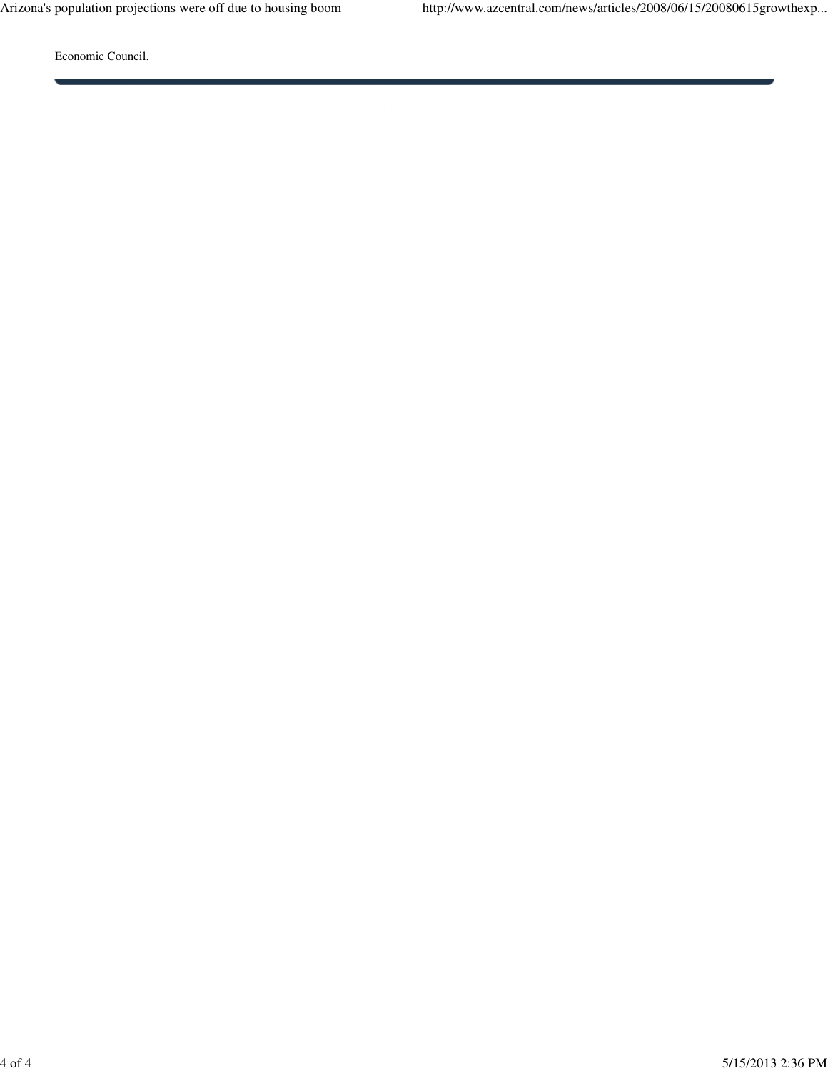Economic Council.